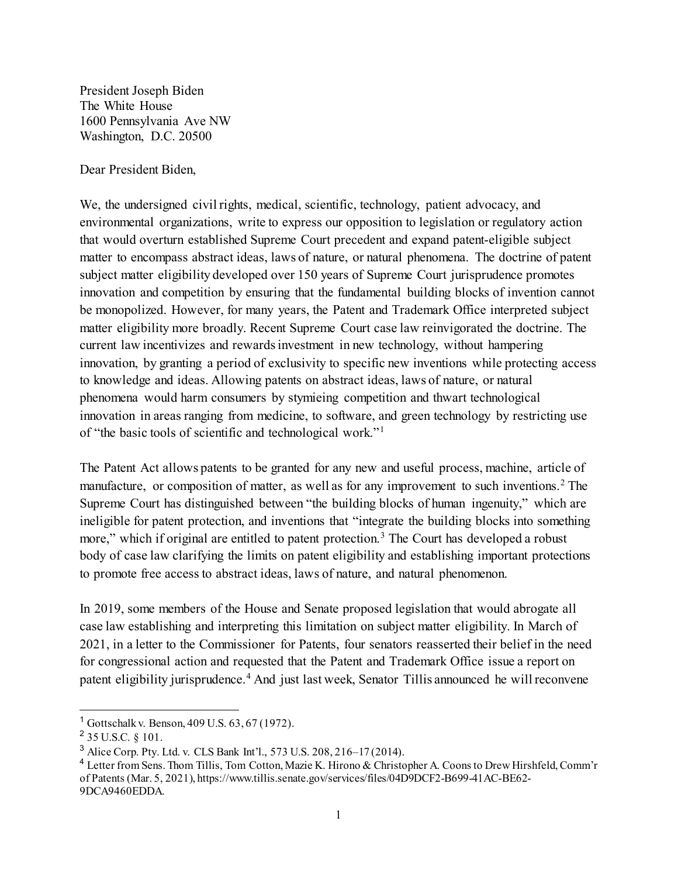President Joseph Biden
The White House
1600 Pennsylvania Ave NW
Washington, D.C. 20500

Dear President Biden,

We, the undersigned civil rights, medical, scientific, technology, patient advocacy, and environmental organizations, write to express our opposition to legislation or regulatory action that would overturn established Supreme Court precedent and expand patent-eligible subject matter to encompass abstract ideas, laws of nature, or natural phenomena. The doctrine of patent subject matter eligibility developed over 150 years of Supreme Court jurisprudence promotes innovation and competition by ensuring that the fundamental building blocks of invention cannot be monopolized. However, for many years, the Patent and Trademark Office interpreted subject matter eligibility more broadly. Recent Supreme Court case law reinvigorated the doctrine. The current law incentivizes and rewards investment in new technology, without hampering innovation, by granting a period of exclusivity to specific new inventions while protecting access to knowledge and ideas. Allowing patents on abstract ideas, laws of nature, or natural phenomena would harm consumers by stymieing competition and thwart technological innovation in areas ranging from medicine, to software, and green technology by restricting use of "the basic tools of scientific and technological work."[1]

The Patent Act allows patents to be granted for any new and useful process, machine, article of manufacture, or composition of matter, as well as for any improvement to such inventions.[2] The Supreme Court has distinguished between "the building blocks of human ingenuity," which are ineligible for patent protection, and inventions that "integrate the building blocks into something more," which if original are entitled to patent protection.[3] The Court has developed a robust body of case law clarifying the limits on patent eligibility and establishing important protections to promote free access to abstract ideas, laws of nature, and natural phenomenon.

In 2019, some members of the House and Senate proposed legislation that would abrogate all case law establishing and interpreting this limitation on subject matter eligibility. In March of 2021, in a letter to the Commissioner for Patents, four senators reasserted their belief in the need for congressional action and requested that the Patent and Trademark Office issue a report on patent eligibility jurisprudence.[4] And just last week, Senator Tillis announced he will reconvene

[1] Gottschalk v. Benson, 409 U.S. 63, 67 (1972).

[2] 35 U.S.C. § 101.

[3] Alice Corp. Pty. Ltd. v. CLS Bank Int'l., 573 U.S. 208, 216–17 (2014).

[4] Letter from Sens. Thom Tillis, Tom Cotton, Mazie K. Hirono & Christopher A. Coons to Drew Hirshfeld, Comm'r of Patents (Mar. 5, 2021), https://www.tillis.senate.gov/services/files/04D9DCF2-B699-41AC-BE62-9DCA9460EDDA.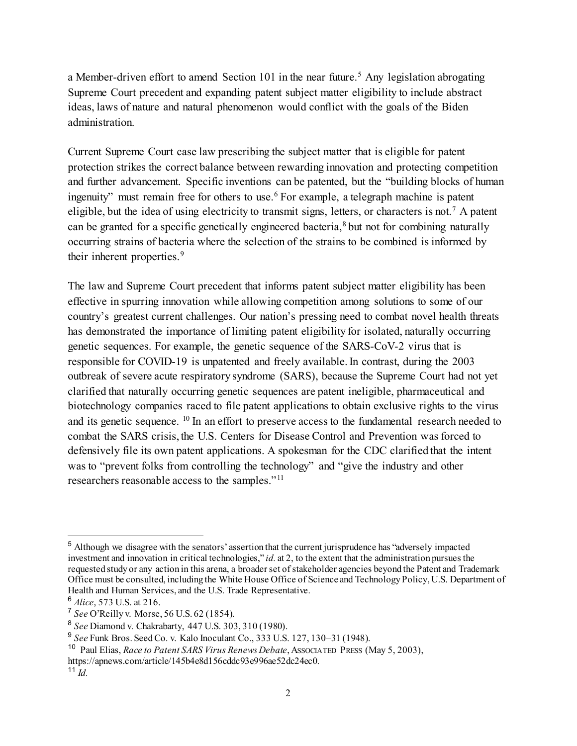a Member-driven effort to amend Section 101 in the near future.[5] Any legislation abrogating Supreme Court precedent and expanding patent subject matter eligibility to include abstract ideas, laws of nature and natural phenomenon would conflict with the goals of the Biden administration.

Current Supreme Court case law prescribing the subject matter that is eligible for patent protection strikes the correct balance between rewarding innovation and protecting competition and further advancement. Specific inventions can be patented, but the "building blocks of human ingenuity" must remain free for others to use.[6] For example, a telegraph machine is patent eligible, but the idea of using electricity to transmit signs, letters, or characters is not.[7] A patent can be granted for a specific genetically engineered bacteria,[8] but not for combining naturally occurring strains of bacteria where the selection of the strains to be combined is informed by their inherent properties.[9]

The law and Supreme Court precedent that informs patent subject matter eligibility has been effective in spurring innovation while allowing competition among solutions to some of our country's greatest current challenges. Our nation's pressing need to combat novel health threats has demonstrated the importance of limiting patent eligibility for isolated, naturally occurring genetic sequences. For example, the genetic sequence of the SARS-CoV-2 virus that is responsible for COVID-19 is unpatented and freely available. In contrast, during the 2003 outbreak of severe acute respiratory syndrome (SARS), because the Supreme Court had not yet clarified that naturally occurring genetic sequences are patent ineligible, pharmaceutical and biotechnology companies raced to file patent applications to obtain exclusive rights to the virus and its genetic sequence. [10] In an effort to preserve access to the fundamental research needed to combat the SARS crisis, the U.S. Centers for Disease Control and Prevention was forced to defensively file its own patent applications. A spokesman for the CDC clarified that the intent was to "prevent folks from controlling the technology" and "give the industry and other researchers reasonable access to the samples."[11]

---

[5] Although we disagree with the senators' assertion that the current jurisprudence has "adversely impacted investment and innovation in critical technologies," *id.* at 2, to the extent that the administration pursues the requested study or any action in this arena, a broader set of stakeholder agencies beyond the Patent and Trademark Office must be consulted, including the White House Office of Science and Technology Policy, U.S. Department of Health and Human Services, and the U.S. Trade Representative.

[6] *Alice*, 573 U.S. at 216.

[7] *See* O'Reilly v. Morse, 56 U.S. 62 (1854).

[8] *See* Diamond v. Chakrabarty, 447 U.S. 303, 310 (1980).

[9] *See* Funk Bros. Seed Co. v. Kalo Inoculant Co., 333 U.S. 127, 130–31 (1948).

[10] Paul Elias, *Race to Patent SARS Virus Renews Debate*, ASSOCIATED PRESS (May 5, 2003), https://apnews.com/article/145b4e8d156cddc93e996ae52dc24ec0.

[11] *Id.*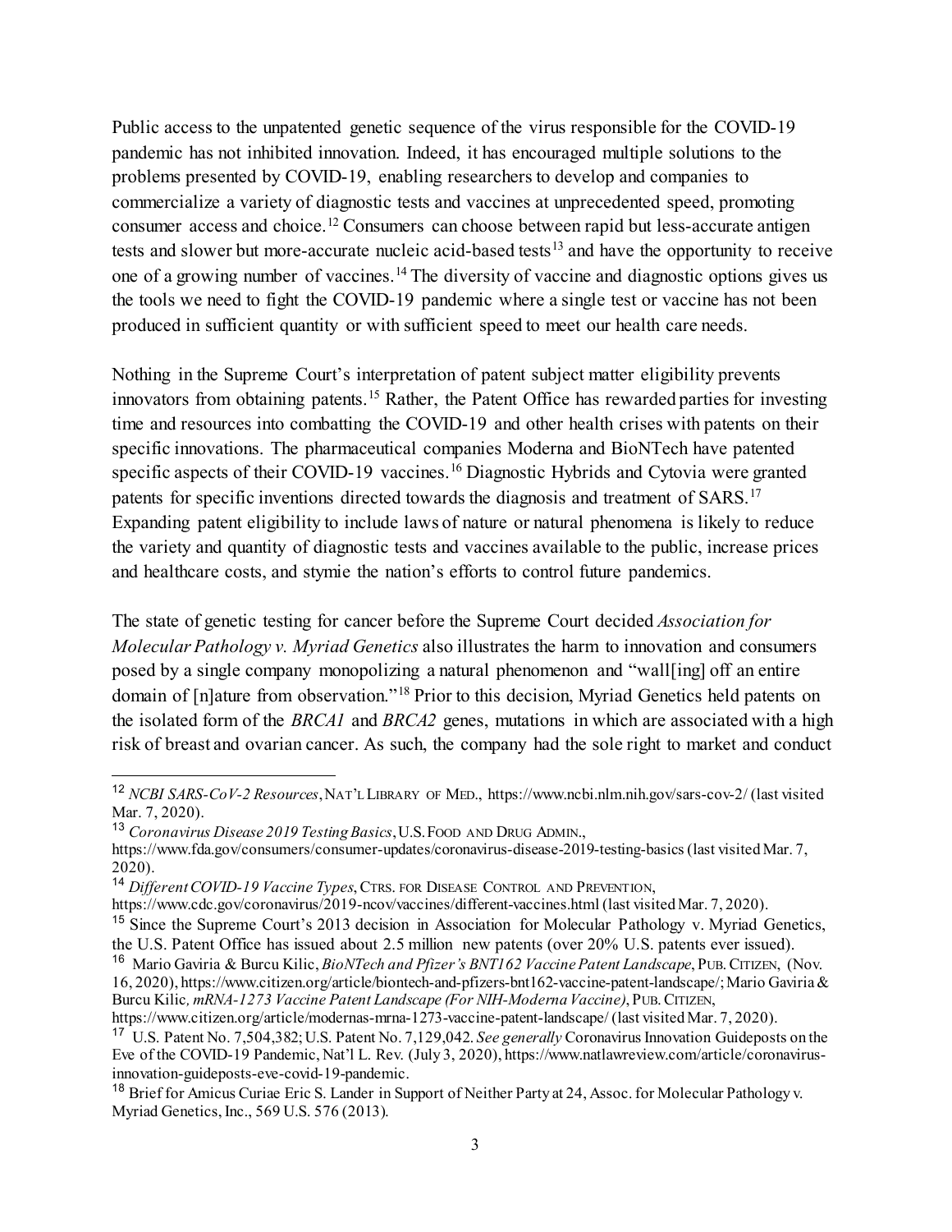Public access to the unpatented genetic sequence of the virus responsible for the COVID-19 pandemic has not inhibited innovation. Indeed, it has encouraged multiple solutions to the problems presented by COVID-19, enabling researchers to develop and companies to commercialize a variety of diagnostic tests and vaccines at unprecedented speed, promoting consumer access and choice.[12] Consumers can choose between rapid but less-accurate antigen tests and slower but more-accurate nucleic acid-based tests[13] and have the opportunity to receive one of a growing number of vaccines.[14] The diversity of vaccine and diagnostic options gives us the tools we need to fight the COVID-19 pandemic where a single test or vaccine has not been produced in sufficient quantity or with sufficient speed to meet our health care needs.

Nothing in the Supreme Court's interpretation of patent subject matter eligibility prevents innovators from obtaining patents.[15] Rather, the Patent Office has rewarded parties for investing time and resources into combatting the COVID-19 and other health crises with patents on their specific innovations. The pharmaceutical companies Moderna and BioNTech have patented specific aspects of their COVID-19 vaccines.[16] Diagnostic Hybrids and Cytovia were granted patents for specific inventions directed towards the diagnosis and treatment of SARS.[17] Expanding patent eligibility to include laws of nature or natural phenomena is likely to reduce the variety and quantity of diagnostic tests and vaccines available to the public, increase prices and healthcare costs, and stymie the nation's efforts to control future pandemics.

The state of genetic testing for cancer before the Supreme Court decided *Association for Molecular Pathology v. Myriad Genetics* also illustrates the harm to innovation and consumers posed by a single company monopolizing a natural phenomenon and "wall[ing] off an entire domain of [n]ature from observation."[18] Prior to this decision, Myriad Genetics held patents on the isolated form of the *BRCA1* and *BRCA2* genes, mutations in which are associated with a high risk of breast and ovarian cancer. As such, the company had the sole right to market and conduct

---

[12] *NCBI SARS-CoV-2 Resources*, NAT'L LIBRARY OF MED., https://www.ncbi.nlm.nih.gov/sars-cov-2/ (last visited Mar. 7, 2020).

[13] *Coronavirus Disease 2019 Testing Basics*, U.S. FOOD AND DRUG ADMIN., https://www.fda.gov/consumers/consumer-updates/coronavirus-disease-2019-testing-basics (last visited Mar. 7, 2020).

[14] *Different COVID-19 Vaccine Types*, CTRS. FOR DISEASE CONTROL AND PREVENTION, https://www.cdc.gov/coronavirus/2019-ncov/vaccines/different-vaccines.html (last visited Mar. 7, 2020).

[15] Since the Supreme Court's 2013 decision in Association for Molecular Pathology v. Myriad Genetics, the U.S. Patent Office has issued about 2.5 million new patents (over 20% U.S. patents ever issued).

[16] Mario Gaviria & Burcu Kilic, *BioNTech and Pfizer's BNT162 Vaccine Patent Landscape*, PUB. CITIZEN, (Nov. 16, 2020), https://www.citizen.org/article/biontech-and-pfizers-bnt162-vaccine-patent-landscape/; Mario Gaviria & Burcu Kilic, *mRNA-1273 Vaccine Patent Landscape (For NIH-Moderna Vaccine)*, PUB. CITIZEN, https://www.citizen.org/article/modernas-mrna-1273-vaccine-patent-landscape/ (last visited Mar. 7, 2020).

[17] U.S. Patent No. 7,504,382; U.S. Patent No. 7,129,042. *See generally* Coronavirus Innovation Guideposts on the Eve of the COVID-19 Pandemic, Nat'l L. Rev. (July 3, 2020), https://www.natlawreview.com/article/coronavirus-innovation-guideposts-eve-covid-19-pandemic.

[18] Brief for Amicus Curiae Eric S. Lander in Support of Neither Party at 24, Assoc. for Molecular Pathology v. Myriad Genetics, Inc., 569 U.S. 576 (2013).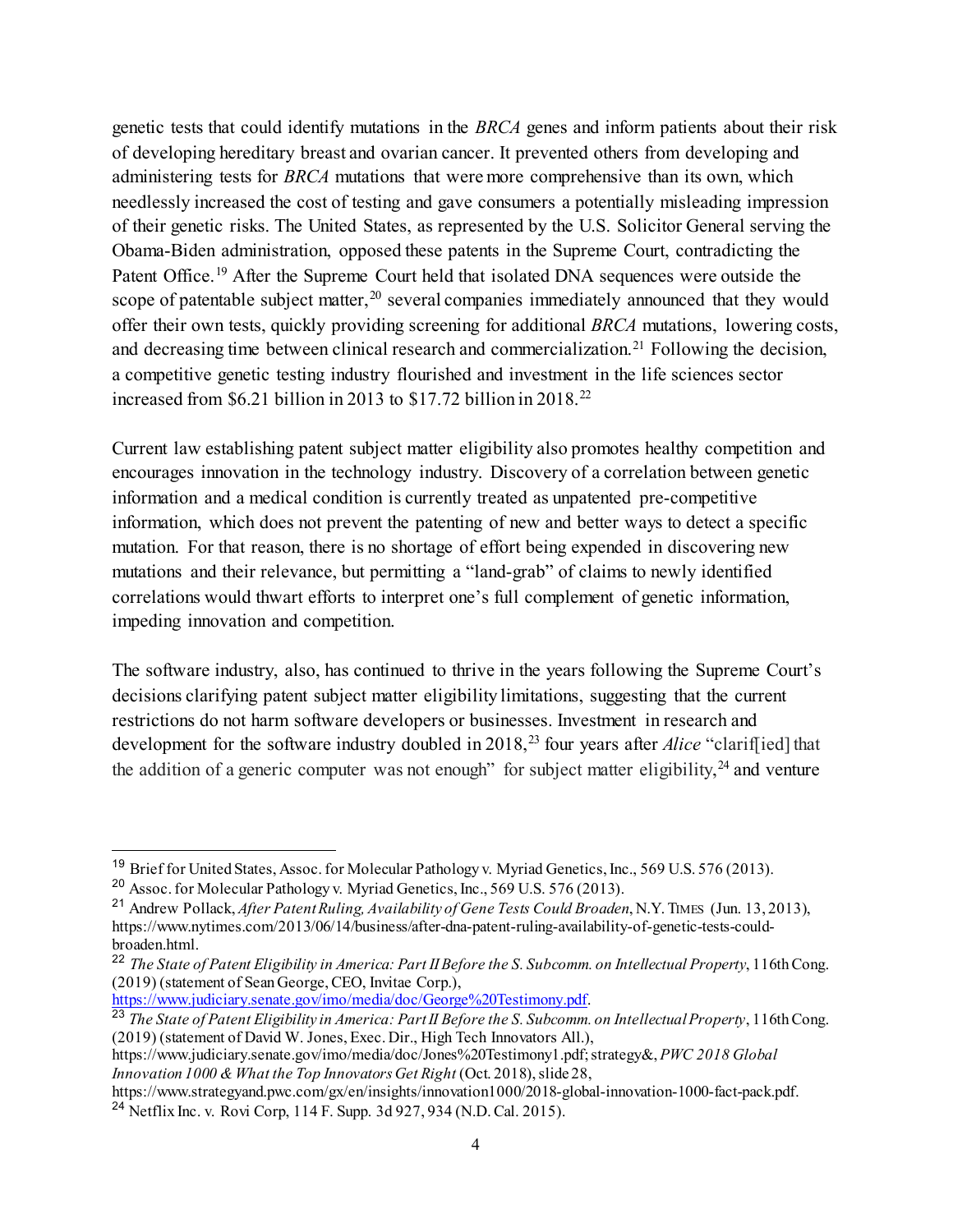genetic tests that could identify mutations in the *BRCA* genes and inform patients about their risk of developing hereditary breast and ovarian cancer. It prevented others from developing and administering tests for *BRCA* mutations that were more comprehensive than its own, which needlessly increased the cost of testing and gave consumers a potentially misleading impression of their genetic risks. The United States, as represented by the U.S. Solicitor General serving the Obama-Biden administration, opposed these patents in the Supreme Court, contradicting the Patent Office.[19] After the Supreme Court held that isolated DNA sequences were outside the scope of patentable subject matter,[20] several companies immediately announced that they would offer their own tests, quickly providing screening for additional *BRCA* mutations, lowering costs, and decreasing time between clinical research and commercialization.[21] Following the decision, a competitive genetic testing industry flourished and investment in the life sciences sector increased from $6.21 billion in 2013 to $17.72 billion in 2018.[22]

Current law establishing patent subject matter eligibility also promotes healthy competition and encourages innovation in the technology industry. Discovery of a correlation between genetic information and a medical condition is currently treated as unpatented pre-competitive information, which does not prevent the patenting of new and better ways to detect a specific mutation. For that reason, there is no shortage of effort being expended in discovering new mutations and their relevance, but permitting a "land-grab" of claims to newly identified correlations would thwart efforts to interpret one's full complement of genetic information, impeding innovation and competition.

The software industry, also, has continued to thrive in the years following the Supreme Court's decisions clarifying patent subject matter eligibility limitations, suggesting that the current restrictions do not harm software developers or businesses. Investment in research and development for the software industry doubled in 2018,[23] four years after *Alice* "clarif[ied] that the addition of a generic computer was not enough" for subject matter eligibility,[24] and venture

---

[19] Brief for United States, Assoc. for Molecular Pathology v. Myriad Genetics, Inc., 569 U.S. 576 (2013).

[20] Assoc. for Molecular Pathology v. Myriad Genetics, Inc., 569 U.S. 576 (2013).

[21] Andrew Pollack, *After Patent Ruling, Availability of Gene Tests Could Broaden*, N.Y. TIMES (Jun. 13, 2013), https://www.nytimes.com/2013/06/14/business/after-dna-patent-ruling-availability-of-genetic-tests-could-broaden.html.

[22] *The State of Patent Eligibility in America: Part II Before the S. Subcomm. on Intellectual Property*, 116th Cong. (2019) (statement of Sean George, CEO, Invitae Corp.), https://www.judiciary.senate.gov/imo/media/doc/George%20Testimony.pdf.

[23] *The State of Patent Eligibility in America: Part II Before the S. Subcomm. on Intellectual Property*, 116th Cong. (2019) (statement of David W. Jones, Exec. Dir., High Tech Innovators All.), https://www.judiciary.senate.gov/imo/media/doc/Jones%20Testimony1.pdf; strategy&, *PWC 2018 Global Innovation 1000 & What the Top Innovators Get Right* (Oct. 2018), slide 28, https://www.strategyand.pwc.com/gx/en/insights/innovation1000/2018-global-innovation-1000-fact-pack.pdf.

[24] Netflix Inc. v. Rovi Corp, 114 F. Supp. 3d 927, 934 (N.D. Cal. 2015).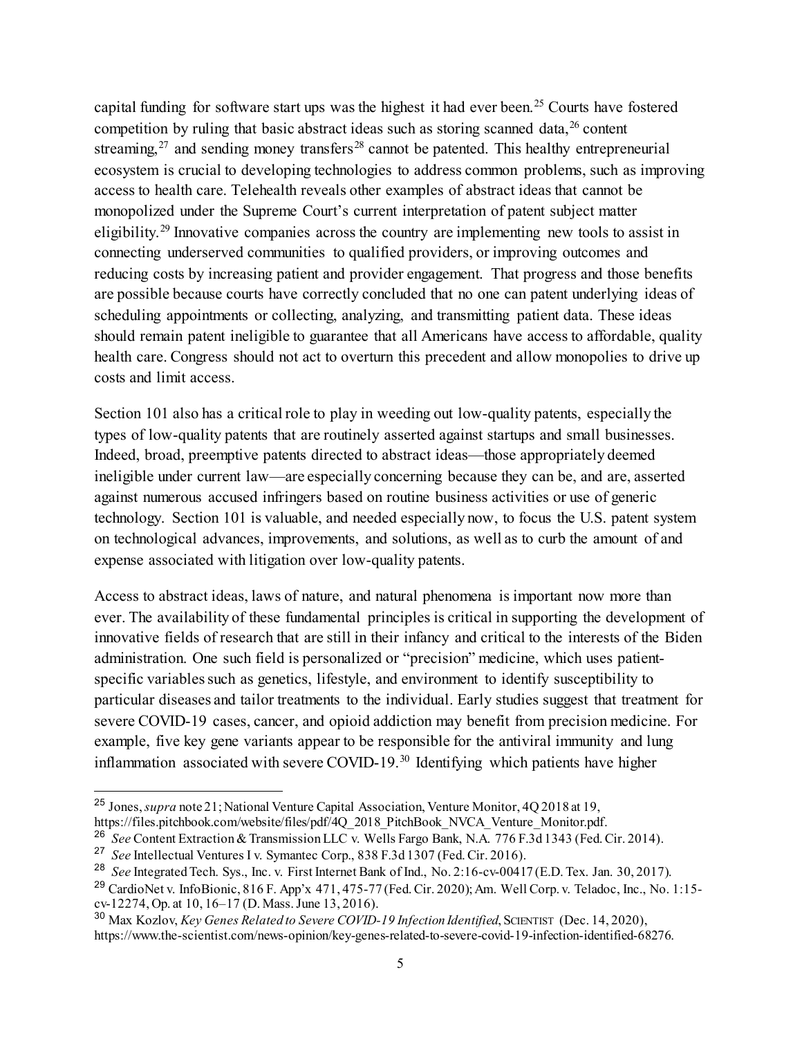capital funding for software start ups was the highest it had ever been.[25] Courts have fostered competition by ruling that basic abstract ideas such as storing scanned data,[26] content streaming,[27] and sending money transfers[28] cannot be patented. This healthy entrepreneurial ecosystem is crucial to developing technologies to address common problems, such as improving access to health care. Telehealth reveals other examples of abstract ideas that cannot be monopolized under the Supreme Court's current interpretation of patent subject matter eligibility.[29] Innovative companies across the country are implementing new tools to assist in connecting underserved communities to qualified providers, or improving outcomes and reducing costs by increasing patient and provider engagement. That progress and those benefits are possible because courts have correctly concluded that no one can patent underlying ideas of scheduling appointments or collecting, analyzing, and transmitting patient data. These ideas should remain patent ineligible to guarantee that all Americans have access to affordable, quality health care. Congress should not act to overturn this precedent and allow monopolies to drive up costs and limit access.

Section 101 also has a critical role to play in weeding out low-quality patents, especially the types of low-quality patents that are routinely asserted against startups and small businesses. Indeed, broad, preemptive patents directed to abstract ideas—those appropriately deemed ineligible under current law—are especially concerning because they can be, and are, asserted against numerous accused infringers based on routine business activities or use of generic technology. Section 101 is valuable, and needed especially now, to focus the U.S. patent system on technological advances, improvements, and solutions, as well as to curb the amount of and expense associated with litigation over low-quality patents.

Access to abstract ideas, laws of nature, and natural phenomena is important now more than ever. The availability of these fundamental principles is critical in supporting the development of innovative fields of research that are still in their infancy and critical to the interests of the Biden administration. One such field is personalized or "precision" medicine, which uses patient-specific variables such as genetics, lifestyle, and environment to identify susceptibility to particular diseases and tailor treatments to the individual. Early studies suggest that treatment for severe COVID-19 cases, cancer, and opioid addiction may benefit from precision medicine. For example, five key gene variants appear to be responsible for the antiviral immunity and lung inflammation associated with severe COVID-19.[30] Identifying which patients have higher

---

[25] Jones, *supra* note 21; National Venture Capital Association, Venture Monitor, 4Q 2018 at 19, https://files.pitchbook.com/website/files/pdf/4Q_2018_PitchBook_NVCA_Venture_Monitor.pdf.

[26] *See* Content Extraction & Transmission LLC v. Wells Fargo Bank, N.A. 776 F.3d 1343 (Fed. Cir. 2014).

[27] *See* Intellectual Ventures I v. Symantec Corp., 838 F.3d 1307 (Fed. Cir. 2016).

[28] *See* Integrated Tech. Sys., Inc. v. First Internet Bank of Ind., No. 2:16-cv-00417 (E.D. Tex. Jan. 30, 2017).

[29] CardioNet v. InfoBionic, 816 F. App'x 471, 475-77 (Fed. Cir. 2020); Am. Well Corp. v. Teladoc, Inc., No. 1:15-cv-12274, Op. at 10, 16–17 (D. Mass. June 13, 2016).

[30] Max Kozlov, *Key Genes Related to Severe COVID-19 Infection Identified*, SCIENTIST (Dec. 14, 2020), https://www.the-scientist.com/news-opinion/key-genes-related-to-severe-covid-19-infection-identified-68276.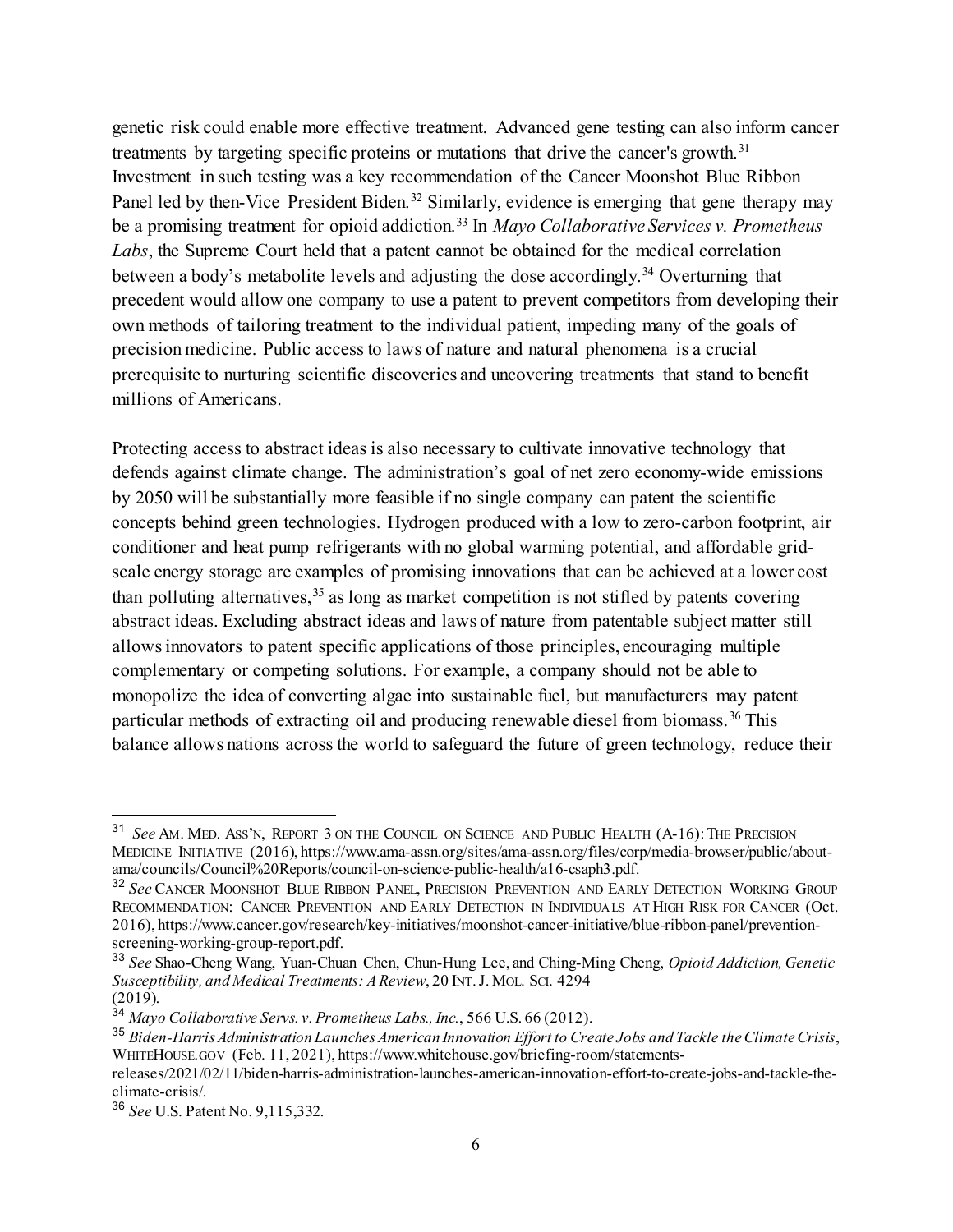genetic risk could enable more effective treatment. Advanced gene testing can also inform cancer treatments by targeting specific proteins or mutations that drive the cancer's growth.[31] Investment in such testing was a key recommendation of the Cancer Moonshot Blue Ribbon Panel led by then-Vice President Biden.[32] Similarly, evidence is emerging that gene therapy may be a promising treatment for opioid addiction.[33] In *Mayo Collaborative Services v. Prometheus Labs*, the Supreme Court held that a patent cannot be obtained for the medical correlation between a body's metabolite levels and adjusting the dose accordingly.[34] Overturning that precedent would allow one company to use a patent to prevent competitors from developing their own methods of tailoring treatment to the individual patient, impeding many of the goals of precision medicine. Public access to laws of nature and natural phenomena is a crucial prerequisite to nurturing scientific discoveries and uncovering treatments that stand to benefit millions of Americans.

Protecting access to abstract ideas is also necessary to cultivate innovative technology that defends against climate change. The administration's goal of net zero economy-wide emissions by 2050 will be substantially more feasible if no single company can patent the scientific concepts behind green technologies. Hydrogen produced with a low to zero-carbon footprint, air conditioner and heat pump refrigerants with no global warming potential, and affordable grid-scale energy storage are examples of promising innovations that can be achieved at a lower cost than polluting alternatives,[35] as long as market competition is not stifled by patents covering abstract ideas. Excluding abstract ideas and laws of nature from patentable subject matter still allows innovators to patent specific applications of those principles, encouraging multiple complementary or competing solutions. For example, a company should not be able to monopolize the idea of converting algae into sustainable fuel, but manufacturers may patent particular methods of extracting oil and producing renewable diesel from biomass.[36] This balance allows nations across the world to safeguard the future of green technology, reduce their

---

[31] *See* AM. MED. ASS'N, REPORT 3 ON THE COUNCIL ON SCIENCE AND PUBLIC HEALTH (A-16): THE PRECISION MEDICINE INITIATIVE (2016), https://www.ama-assn.org/sites/ama-assn.org/files/corp/media-browser/public/about-ama/councils/Council%20Reports/council-on-science-public-health/a16-csaph3.pdf.

[32] *See* CANCER MOONSHOT BLUE RIBBON PANEL, PRECISION PREVENTION AND EARLY DETECTION WORKING GROUP RECOMMENDATION: CANCER PREVENTION AND EARLY DETECTION IN INDIVIDUALS AT HIGH RISK FOR CANCER (Oct. 2016), https://www.cancer.gov/research/key-initiatives/moonshot-cancer-initiative/blue-ribbon-panel/prevention-screening-working-group-report.pdf.

[33] *See* Shao-Cheng Wang, Yuan-Chuan Chen, Chun-Hung Lee, and Ching-Ming Cheng, *Opioid Addiction, Genetic Susceptibility, and Medical Treatments: A Review*, 20 INT. J. MOL. SCI. 4294 (2019).

[34] *Mayo Collaborative Servs. v. Prometheus Labs., Inc.*, 566 U.S. 66 (2012).

[35] *Biden-Harris Administration Launches American Innovation Effort to Create Jobs and Tackle the Climate Crisis*, WHITEHOUSE.GOV (Feb. 11, 2021), https://www.whitehouse.gov/briefing-room/statements-releases/2021/02/11/biden-harris-administration-launches-american-innovation-effort-to-create-jobs-and-tackle-the-climate-crisis/.

[36] *See* U.S. Patent No. 9,115,332.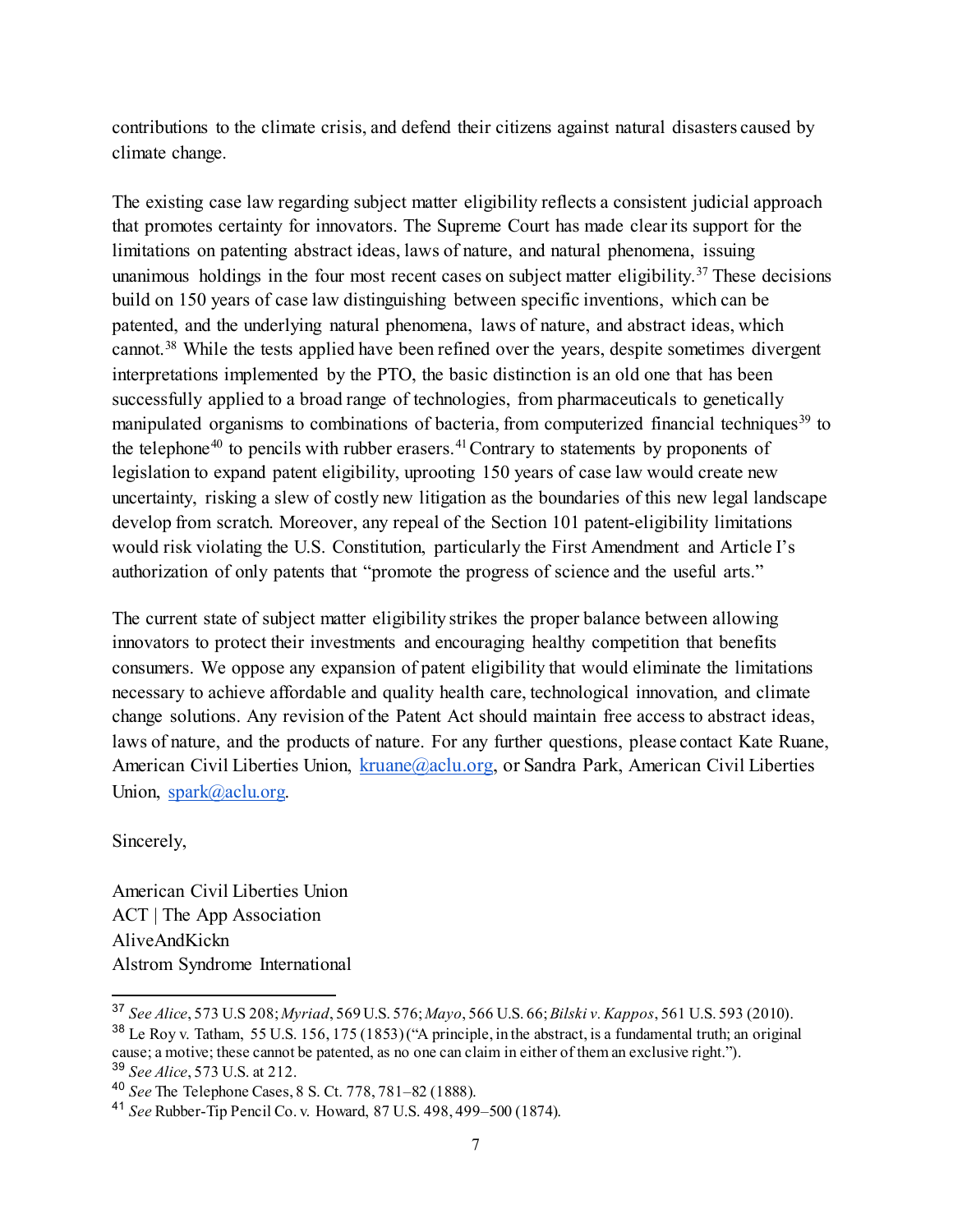contributions to the climate crisis, and defend their citizens against natural disasters caused by climate change.

The existing case law regarding subject matter eligibility reflects a consistent judicial approach that promotes certainty for innovators. The Supreme Court has made clear its support for the limitations on patenting abstract ideas, laws of nature, and natural phenomena, issuing unanimous holdings in the four most recent cases on subject matter eligibility.[37] These decisions build on 150 years of case law distinguishing between specific inventions, which can be patented, and the underlying natural phenomena, laws of nature, and abstract ideas, which cannot.[38] While the tests applied have been refined over the years, despite sometimes divergent interpretations implemented by the PTO, the basic distinction is an old one that has been successfully applied to a broad range of technologies, from pharmaceuticals to genetically manipulated organisms to combinations of bacteria, from computerized financial techniques[39] to the telephone[40] to pencils with rubber erasers.[41] Contrary to statements by proponents of legislation to expand patent eligibility, uprooting 150 years of case law would create new uncertainty, risking a slew of costly new litigation as the boundaries of this new legal landscape develop from scratch. Moreover, any repeal of the Section 101 patent-eligibility limitations would risk violating the U.S. Constitution, particularly the First Amendment and Article I's authorization of only patents that "promote the progress of science and the useful arts."

The current state of subject matter eligibility strikes the proper balance between allowing innovators to protect their investments and encouraging healthy competition that benefits consumers. We oppose any expansion of patent eligibility that would eliminate the limitations necessary to achieve affordable and quality health care, technological innovation, and climate change solutions. Any revision of the Patent Act should maintain free access to abstract ideas, laws of nature, and the products of nature. For any further questions, please contact Kate Ruane, American Civil Liberties Union, kruane@aclu.org, or Sandra Park, American Civil Liberties Union, spark@aclu.org.

Sincerely,

American Civil Liberties Union
ACT | The App Association
AliveAndKickn
Alstrom Syndrome International

---

[37] *See Alice*, 573 U.S 208; *Myriad*, 569 U.S. 576; *Mayo*, 566 U.S. 66; *Bilski v. Kappos*, 561 U.S. 593 (2010).

[38] Le Roy v. Tatham, 55 U.S. 156, 175 (1853) ("A principle, in the abstract, is a fundamental truth; an original cause; a motive; these cannot be patented, as no one can claim in either of them an exclusive right.").

[39] *See Alice*, 573 U.S. at 212.

[40] *See* The Telephone Cases, 8 S. Ct. 778, 781–82 (1888).

[41] *See* Rubber-Tip Pencil Co. v. Howard, 87 U.S. 498, 499–500 (1874).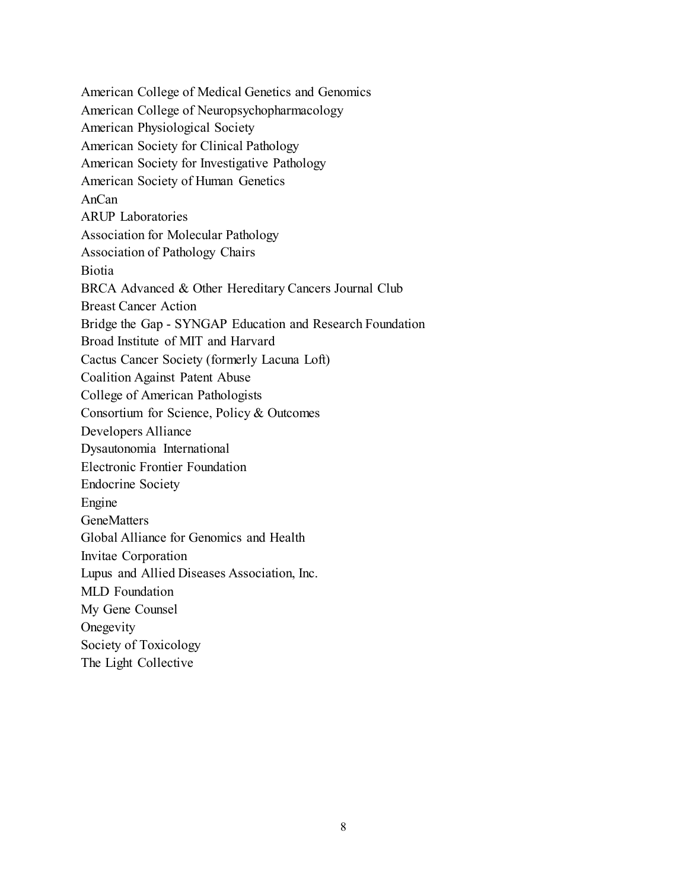American College of Medical Genetics and Genomics
American College of Neuropsychopharmacology
American Physiological Society
American Society for Clinical Pathology
American Society for Investigative Pathology
American Society of Human Genetics
AnCan
ARUP Laboratories
Association for Molecular Pathology
Association of Pathology Chairs
Biotia
BRCA Advanced & Other Hereditary Cancers Journal Club
Breast Cancer Action
Bridge the Gap - SYNGAP Education and Research Foundation
Broad Institute of MIT and Harvard
Cactus Cancer Society (formerly Lacuna Loft)
Coalition Against Patent Abuse
College of American Pathologists
Consortium for Science, Policy & Outcomes
Developers Alliance
Dysautonomia International
Electronic Frontier Foundation
Endocrine Society
Engine
GeneMatters
Global Alliance for Genomics and Health
Invitae Corporation
Lupus and Allied Diseases Association, Inc.
MLD Foundation
My Gene Counsel
Onegevity
Society of Toxicology
The Light Collective